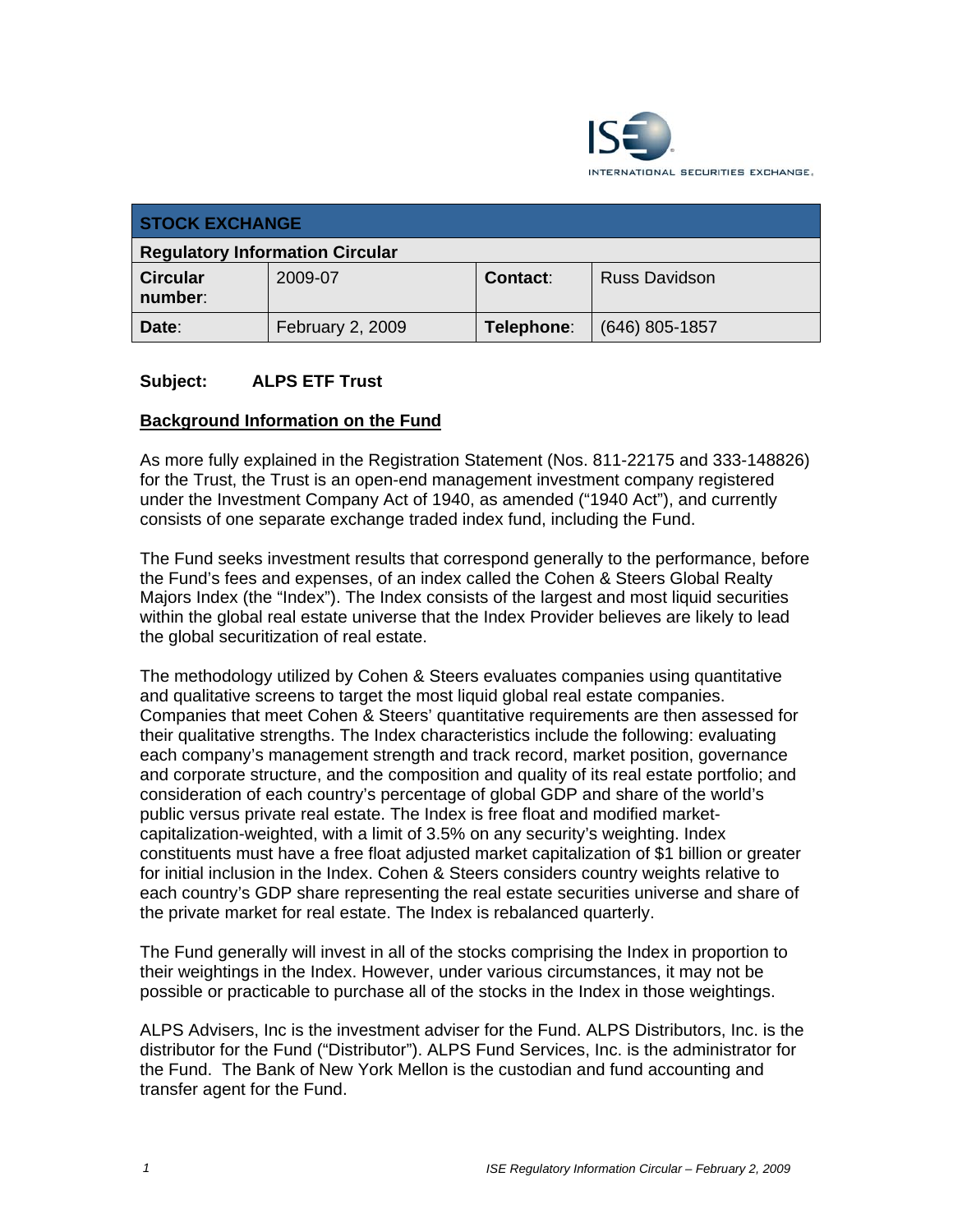ISE INTERNATIONAL SECURITIES EXCHANGE.

| STOCK EXCHANGE | | | |
|---|---|---|---|
| **Regulatory Information Circular** | | | |
| **Circular number:** | 2009-07 | **Contact:** | Russ Davidson |
| **Date:** | February 2, 2009 | **Telephone:** | (646) 805-1857 |

**Subject: ALPS ETF Trust**

**Background Information on the Fund**

As more fully explained in the Registration Statement (Nos. 811-22175 and 333-148826) for the Trust, the Trust is an open-end management investment company registered under the Investment Company Act of 1940, as amended ("1940 Act"), and currently consists of one separate exchange traded index fund, including the Fund.

The Fund seeks investment results that correspond generally to the performance, before the Fund's fees and expenses, of an index called the Cohen & Steers Global Realty Majors Index (the "Index"). The Index consists of the largest and most liquid securities within the global real estate universe that the Index Provider believes are likely to lead the global securitization of real estate.

The methodology utilized by Cohen & Steers evaluates companies using quantitative and qualitative screens to target the most liquid global real estate companies. Companies that meet Cohen & Steers' quantitative requirements are then assessed for their qualitative strengths. The Index characteristics include the following: evaluating each company's management strength and track record, market position, governance and corporate structure, and the composition and quality of its real estate portfolio; and consideration of each country's percentage of global GDP and share of the world's public versus private real estate. The Index is free float and modified market-capitalization-weighted, with a limit of 3.5% on any security's weighting. Index constituents must have a free float adjusted market capitalization of $1 billion or greater for initial inclusion in the Index. Cohen & Steers considers country weights relative to each country's GDP share representing the real estate securities universe and share of the private market for real estate. The Index is rebalanced quarterly.

The Fund generally will invest in all of the stocks comprising the Index in proportion to their weightings in the Index. However, under various circumstances, it may not be possible or practicable to purchase all of the stocks in the Index in those weightings.

ALPS Advisers, Inc is the investment adviser for the Fund. ALPS Distributors, Inc. is the distributor for the Fund ("Distributor"). ALPS Fund Services, Inc. is the administrator for the Fund. The Bank of New York Mellon is the custodian and fund accounting and transfer agent for the Fund.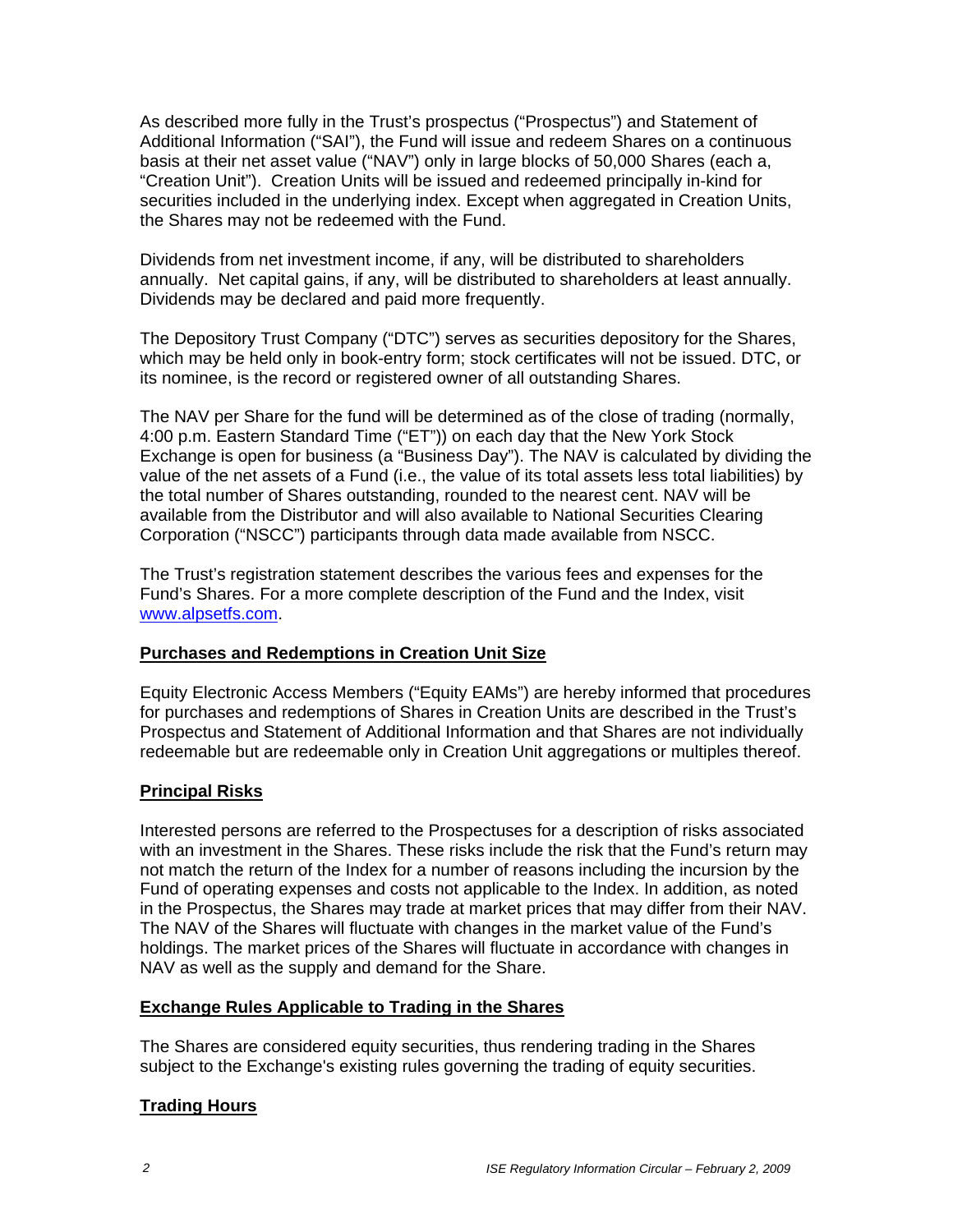As described more fully in the Trust's prospectus ("Prospectus") and Statement of Additional Information ("SAI"), the Fund will issue and redeem Shares on a continuous basis at their net asset value ("NAV") only in large blocks of 50,000 Shares (each a, "Creation Unit"). Creation Units will be issued and redeemed principally in-kind for securities included in the underlying index. Except when aggregated in Creation Units, the Shares may not be redeemed with the Fund.

Dividends from net investment income, if any, will be distributed to shareholders annually. Net capital gains, if any, will be distributed to shareholders at least annually. Dividends may be declared and paid more frequently.

The Depository Trust Company ("DTC") serves as securities depository for the Shares, which may be held only in book-entry form; stock certificates will not be issued. DTC, or its nominee, is the record or registered owner of all outstanding Shares.

The NAV per Share for the fund will be determined as of the close of trading (normally, 4:00 p.m. Eastern Standard Time ("ET")) on each day that the New York Stock Exchange is open for business (a "Business Day"). The NAV is calculated by dividing the value of the net assets of a Fund (i.e., the value of its total assets less total liabilities) by the total number of Shares outstanding, rounded to the nearest cent. NAV will be available from the Distributor and will also available to National Securities Clearing Corporation ("NSCC") participants through data made available from NSCC.

The Trust's registration statement describes the various fees and expenses for the Fund's Shares. For a more complete description of the Fund and the Index, visit www.alpsetfs.com.

**Purchases and Redemptions in Creation Unit Size**

Equity Electronic Access Members ("Equity EAMs") are hereby informed that procedures for purchases and redemptions of Shares in Creation Units are described in the Trust's Prospectus and Statement of Additional Information and that Shares are not individually redeemable but are redeemable only in Creation Unit aggregations or multiples thereof.

**Principal Risks**

Interested persons are referred to the Prospectuses for a description of risks associated with an investment in the Shares. These risks include the risk that the Fund's return may not match the return of the Index for a number of reasons including the incursion by the Fund of operating expenses and costs not applicable to the Index. In addition, as noted in the Prospectus, the Shares may trade at market prices that may differ from their NAV. The NAV of the Shares will fluctuate with changes in the market value of the Fund's holdings. The market prices of the Shares will fluctuate in accordance with changes in NAV as well as the supply and demand for the Share.

**Exchange Rules Applicable to Trading in the Shares**

The Shares are considered equity securities, thus rendering trading in the Shares subject to the Exchange's existing rules governing the trading of equity securities.

**Trading Hours**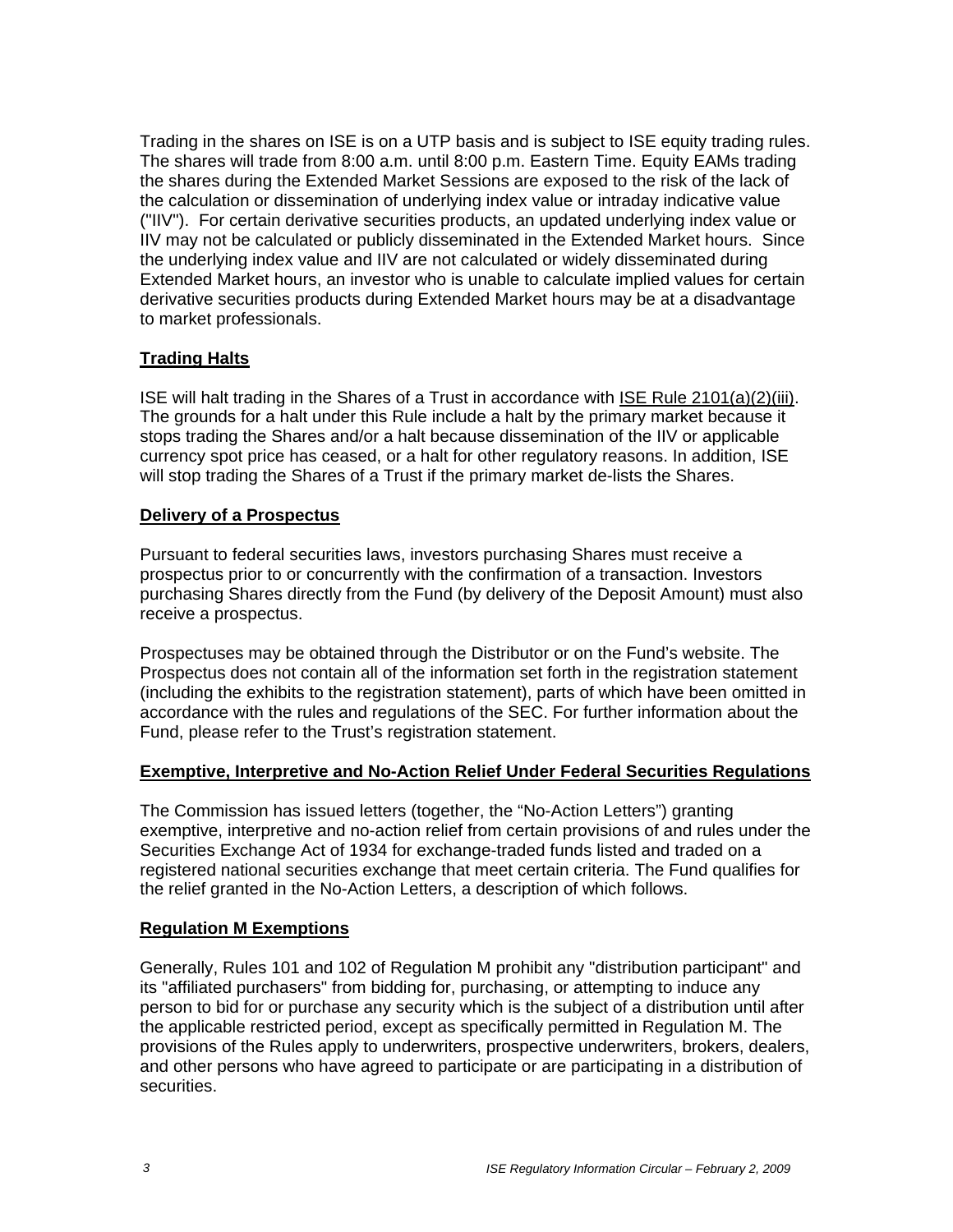Trading in the shares on ISE is on a UTP basis and is subject to ISE equity trading rules. The shares will trade from 8:00 a.m. until 8:00 p.m. Eastern Time. Equity EAMs trading the shares during the Extended Market Sessions are exposed to the risk of the lack of the calculation or dissemination of underlying index value or intraday indicative value ("IIV"). For certain derivative securities products, an updated underlying index value or IIV may not be calculated or publicly disseminated in the Extended Market hours. Since the underlying index value and IIV are not calculated or widely disseminated during Extended Market hours, an investor who is unable to calculate implied values for certain derivative securities products during Extended Market hours may be at a disadvantage to market professionals.

## Trading Halts

ISE will halt trading in the Shares of a Trust in accordance with ISE Rule 2101(a)(2)(iii). The grounds for a halt under this Rule include a halt by the primary market because it stops trading the Shares and/or a halt because dissemination of the IIV or applicable currency spot price has ceased, or a halt for other regulatory reasons. In addition, ISE will stop trading the Shares of a Trust if the primary market de-lists the Shares.

## Delivery of a Prospectus

Pursuant to federal securities laws, investors purchasing Shares must receive a prospectus prior to or concurrently with the confirmation of a transaction. Investors purchasing Shares directly from the Fund (by delivery of the Deposit Amount) must also receive a prospectus.

Prospectuses may be obtained through the Distributor or on the Fund's website. The Prospectus does not contain all of the information set forth in the registration statement (including the exhibits to the registration statement), parts of which have been omitted in accordance with the rules and regulations of the SEC. For further information about the Fund, please refer to the Trust's registration statement.

## Exemptive, Interpretive and No-Action Relief Under Federal Securities Regulations

The Commission has issued letters (together, the "No-Action Letters") granting exemptive, interpretive and no-action relief from certain provisions of and rules under the Securities Exchange Act of 1934 for exchange-traded funds listed and traded on a registered national securities exchange that meet certain criteria. The Fund qualifies for the relief granted in the No-Action Letters, a description of which follows.

## Regulation M Exemptions

Generally, Rules 101 and 102 of Regulation M prohibit any "distribution participant" and its "affiliated purchasers" from bidding for, purchasing, or attempting to induce any person to bid for or purchase any security which is the subject of a distribution until after the applicable restricted period, except as specifically permitted in Regulation M. The provisions of the Rules apply to underwriters, prospective underwriters, brokers, dealers, and other persons who have agreed to participate or are participating in a distribution of securities.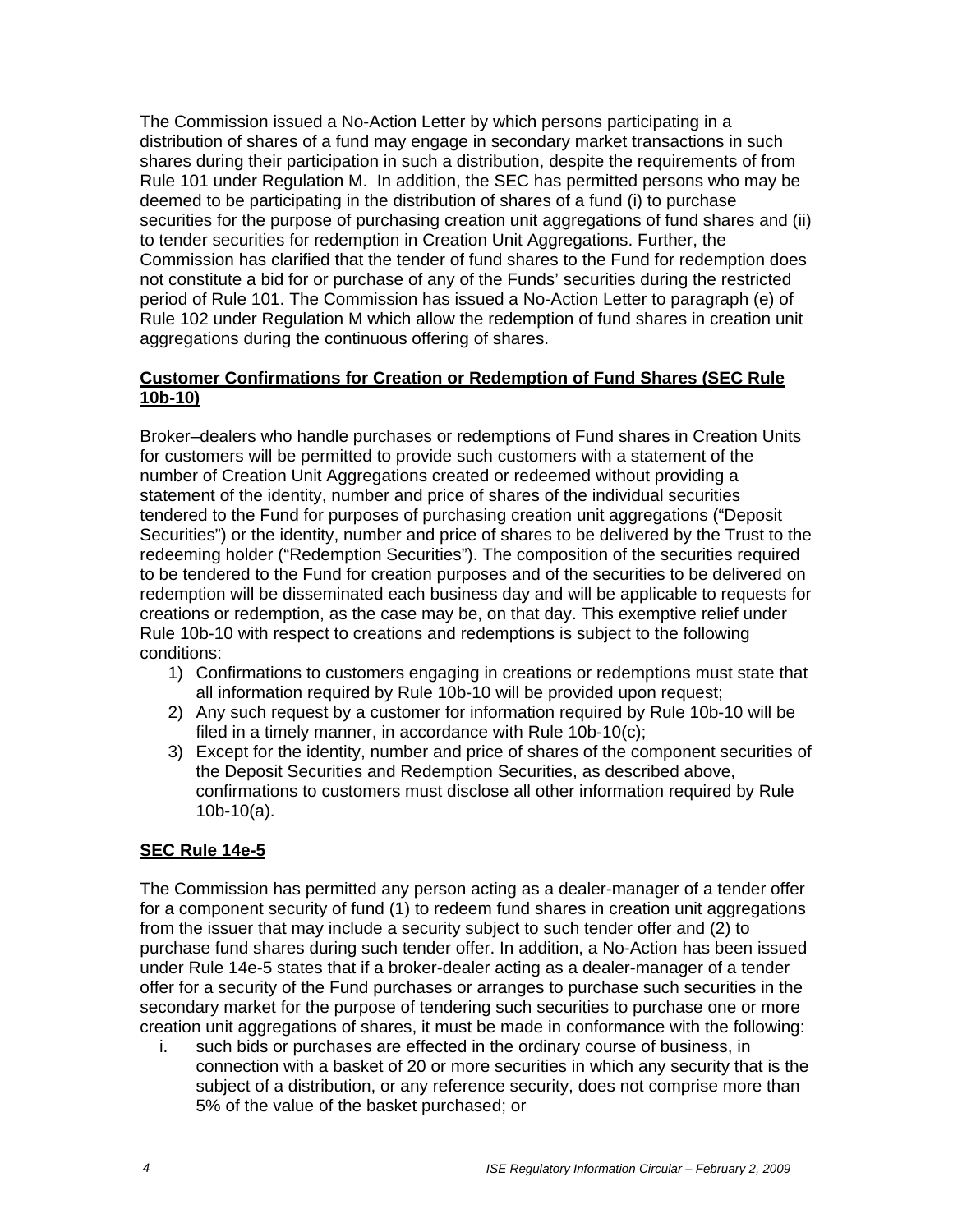The Commission issued a No-Action Letter by which persons participating in a distribution of shares of a fund may engage in secondary market transactions in such shares during their participation in such a distribution, despite the requirements of from Rule 101 under Regulation M. In addition, the SEC has permitted persons who may be deemed to be participating in the distribution of shares of a fund (i) to purchase securities for the purpose of purchasing creation unit aggregations of fund shares and (ii) to tender securities for redemption in Creation Unit Aggregations. Further, the Commission has clarified that the tender of fund shares to the Fund for redemption does not constitute a bid for or purchase of any of the Funds' securities during the restricted period of Rule 101. The Commission has issued a No-Action Letter to paragraph (e) of Rule 102 under Regulation M which allow the redemption of fund shares in creation unit aggregations during the continuous offering of shares.

**Customer Confirmations for Creation or Redemption of Fund Shares (SEC Rule 10b-10)**

Broker–dealers who handle purchases or redemptions of Fund shares in Creation Units for customers will be permitted to provide such customers with a statement of the number of Creation Unit Aggregations created or redeemed without providing a statement of the identity, number and price of shares of the individual securities tendered to the Fund for purposes of purchasing creation unit aggregations ("Deposit Securities") or the identity, number and price of shares to be delivered by the Trust to the redeeming holder ("Redemption Securities"). The composition of the securities required to be tendered to the Fund for creation purposes and of the securities to be delivered on redemption will be disseminated each business day and will be applicable to requests for creations or redemption, as the case may be, on that day. This exemptive relief under Rule 10b-10 with respect to creations and redemptions is subject to the following conditions:

1) Confirmations to customers engaging in creations or redemptions must state that all information required by Rule 10b-10 will be provided upon request;
2) Any such request by a customer for information required by Rule 10b-10 will be filed in a timely manner, in accordance with Rule 10b-10(c);
3) Except for the identity, number and price of shares of the component securities of the Deposit Securities and Redemption Securities, as described above, confirmations to customers must disclose all other information required by Rule 10b-10(a).

**SEC Rule 14e-5**

The Commission has permitted any person acting as a dealer-manager of a tender offer for a component security of fund (1) to redeem fund shares in creation unit aggregations from the issuer that may include a security subject to such tender offer and (2) to purchase fund shares during such tender offer. In addition, a No-Action has been issued under Rule 14e-5 states that if a broker-dealer acting as a dealer-manager of a tender offer for a security of the Fund purchases or arranges to purchase such securities in the secondary market for the purpose of tendering such securities to purchase one or more creation unit aggregations of shares, it must be made in conformance with the following:

i. such bids or purchases are effected in the ordinary course of business, in connection with a basket of 20 or more securities in which any security that is the subject of a distribution, or any reference security, does not comprise more than 5% of the value of the basket purchased; or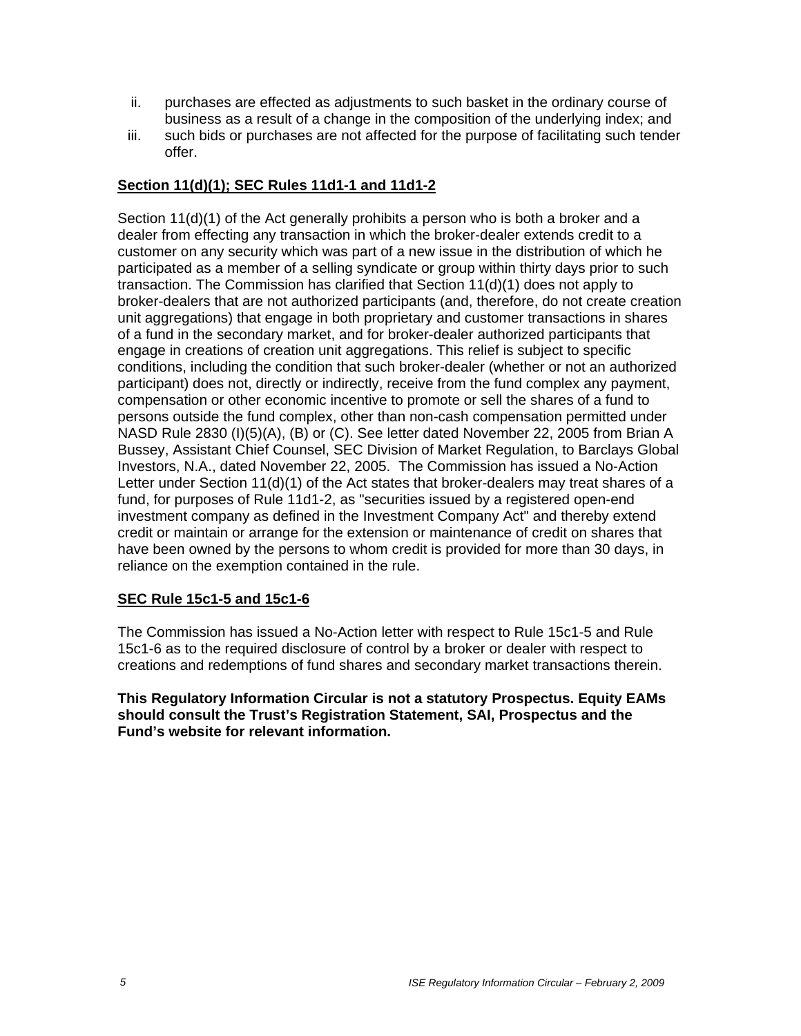ii. purchases are effected as adjustments to such basket in the ordinary course of business as a result of a change in the composition of the underlying index; and
iii. such bids or purchases are not affected for the purpose of facilitating such tender offer.

**Section 11(d)(1); SEC Rules 11d1-1 and 11d1-2**

Section 11(d)(1) of the Act generally prohibits a person who is both a broker and a dealer from effecting any transaction in which the broker-dealer extends credit to a customer on any security which was part of a new issue in the distribution of which he participated as a member of a selling syndicate or group within thirty days prior to such transaction. The Commission has clarified that Section 11(d)(1) does not apply to broker-dealers that are not authorized participants (and, therefore, do not create creation unit aggregations) that engage in both proprietary and customer transactions in shares of a fund in the secondary market, and for broker-dealer authorized participants that engage in creations of creation unit aggregations. This relief is subject to specific conditions, including the condition that such broker-dealer (whether or not an authorized participant) does not, directly or indirectly, receive from the fund complex any payment, compensation or other economic incentive to promote or sell the shares of a fund to persons outside the fund complex, other than non-cash compensation permitted under NASD Rule 2830 (I)(5)(A), (B) or (C). See letter dated November 22, 2005 from Brian A Bussey, Assistant Chief Counsel, SEC Division of Market Regulation, to Barclays Global Investors, N.A., dated November 22, 2005. The Commission has issued a No-Action Letter under Section 11(d)(1) of the Act states that broker-dealers may treat shares of a fund, for purposes of Rule 11d1-2, as "securities issued by a registered open-end investment company as defined in the Investment Company Act" and thereby extend credit or maintain or arrange for the extension or maintenance of credit on shares that have been owned by the persons to whom credit is provided for more than 30 days, in reliance on the exemption contained in the rule.

**SEC Rule 15c1-5 and 15c1-6**

The Commission has issued a No-Action letter with respect to Rule 15c1-5 and Rule 15c1-6 as to the required disclosure of control by a broker or dealer with respect to creations and redemptions of fund shares and secondary market transactions therein.

**This Regulatory Information Circular is not a statutory Prospectus. Equity EAMs should consult the Trust's Registration Statement, SAI, Prospectus and the Fund's website for relevant information.**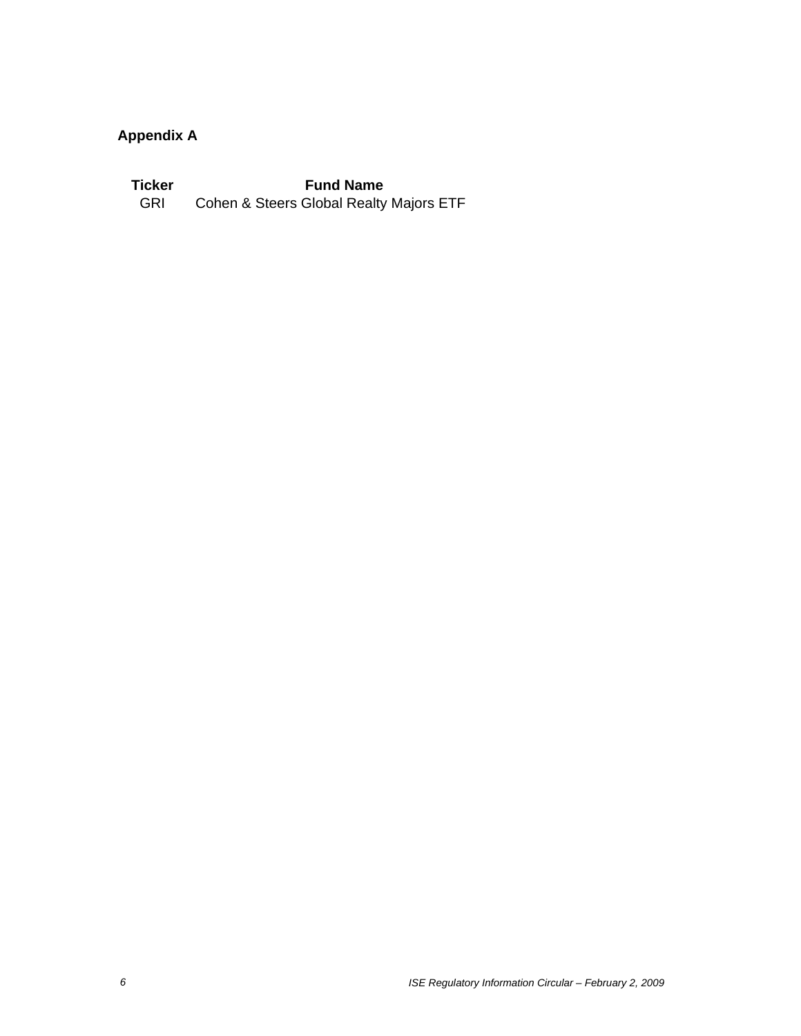## Appendix A

| Ticker | Fund Name |
|---|---|
| GRI | Cohen & Steers Global Realty Majors ETF |